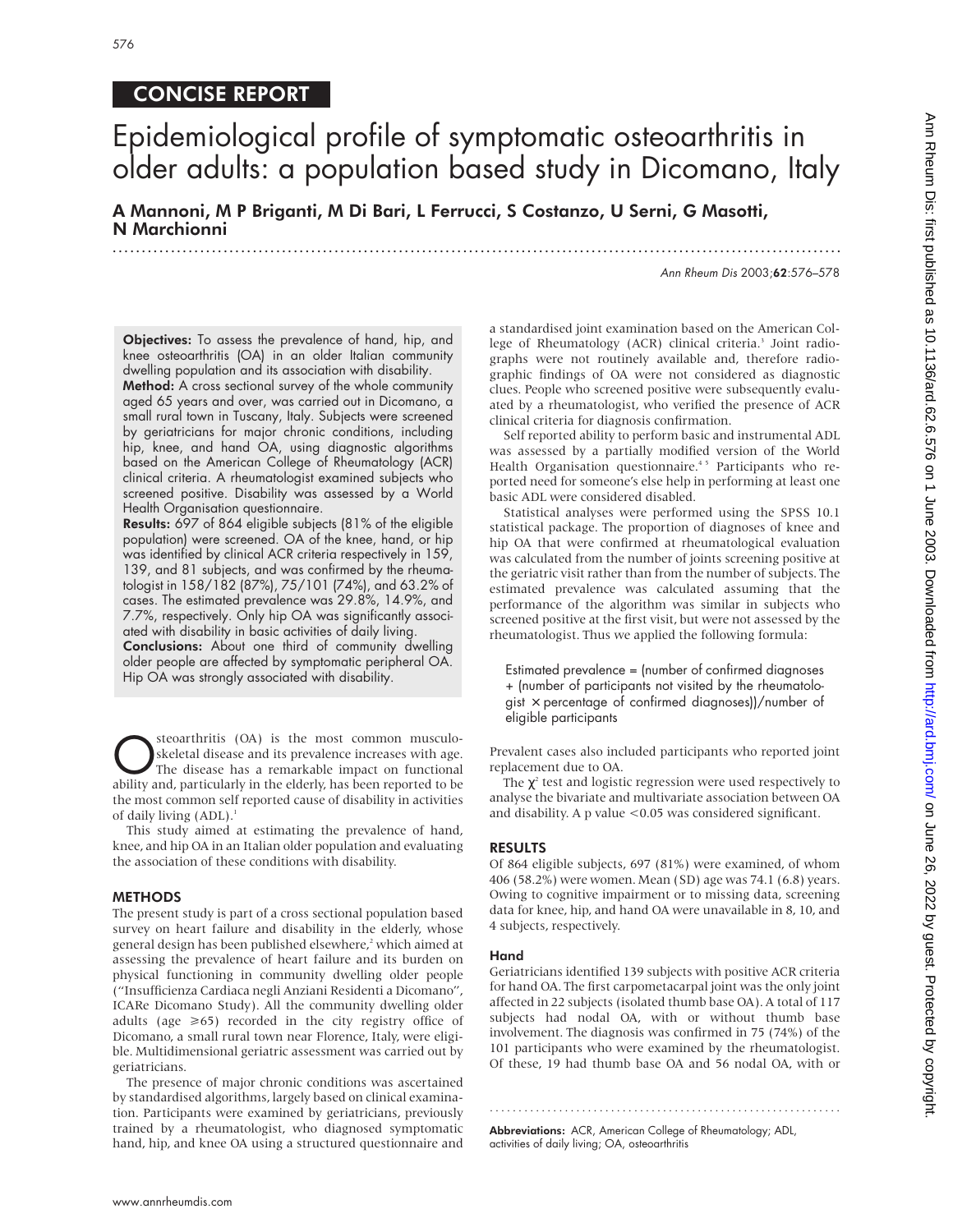CONCISE REPORT

# Epidemiological profile of symptomatic osteoarthritis in older adults: a population based study in Dicomano, Italy

**A Mannoni, M P Briganti, M Di Bari, L Ferrucci, S Costanzo, U Serni, G Masotti, N Marchionni**

**Objectives:** To assess the prevalence of hand, hip, and knee osteoarthritis (OA) in an older Italian community dwelling population and its association with disability.

**Method:** A cross sectional survey of the whole community aged 65 years and over, was carried out in Dicomano, a small rural town in Tuscany, Italy. Subjects were screened by geriatricians for major chronic conditions, including hip, knee, and hand OA, using diagnostic algorithms based on the American College of Rheumatology (ACR) clinical criteria. A rheumatologist examined subjects who screened positive. Disability was assessed by a World Health Organisation questionnaire.

**Results:** 697 of 864 eligible subjects (81% of the eligible population) were screened. OA of the knee, hand, or hip was identified by clinical ACR criteria respectively in 159, 139, and 81 subjects, and was confirmed by the rheumatologist in 158/182 (87%), 75/101 (74%), and 63.2% of cases. The estimated prevalence was 29.8%, 14.9%, and 7.7%, respectively. Only hip OA was significantly associated with disability in basic activities of daily living.

**Conclusions:** About one third of community dwelling older people are affected by symptomatic peripheral OA. Hip OA was strongly associated with disability.

Osteoarthritis (OA) is the most common musculoskeletal disease and its prevalence increases with age. The disease has a remarkable impact on functional ability and, particularly in the elderly, has been reported to be the most common self reported cause of disability in activities of daily living (ADL).[1]

This study aimed at estimating the prevalence of hand, knee, and hip OA in an Italian older population and evaluating the association of these conditions with disability.

## METHODS

The present study is part of a cross sectional population based survey on heart failure and disability in the elderly, whose general design has been published elsewhere,[2] which aimed at assessing the prevalence of heart failure and its burden on physical functioning in community dwelling older people ("Insufficienza Cardiaca negli Anziani Residenti a Dicomano", ICARe Dicomano Study). All the community dwelling older adults (age ≥65) recorded in the city registry office of Dicomano, a small rural town near Florence, Italy, were eligible. Multidimensional geriatric assessment was carried out by geriatricians.

The presence of major chronic conditions was ascertained by standardised algorithms, largely based on clinical examination. Participants were examined by geriatricians, previously trained by a rheumatologist, who diagnosed symptomatic hand, hip, and knee OA using a structured questionnaire and a standardised joint examination based on the American College of Rheumatology (ACR) clinical criteria.[3] Joint radiographs were not routinely available and, therefore radiographic findings of OA were not considered as diagnostic clues. People who screened positive were subsequently evaluated by a rheumatologist, who verified the presence of ACR clinical criteria for diagnosis confirmation.

Self reported ability to perform basic and instrumental ADL was assessed by a partially modified version of the World Health Organisation questionnaire.[4,5] Participants who reported need for someone's else help in performing at least one basic ADL were considered disabled.

Statistical analyses were performed using the SPSS 10.1 statistical package. The proportion of diagnoses of knee and hip OA that were confirmed at rheumatological evaluation was calculated from the number of joints screening positive at the geriatric visit rather than from the number of subjects. The estimated prevalence was calculated assuming that the performance of the algorithm was similar in subjects who screened positive at the first visit, but were not assessed by the rheumatologist. Thus we applied the following formula:

Estimated prevalence = (number of confirmed diagnoses + (number of participants not visited by the rheumatologist × percentage of confirmed diagnoses))/number of eligible participants

Prevalent cases also included participants who reported joint replacement due to OA.

The $\chi^2$ test and logistic regression were used respectively to analyse the bivariate and multivariate association between OA and disability. A p value $<0.05$ was considered significant.

## RESULTS

Of 864 eligible subjects, 697 (81%) were examined, of whom 406 (58.2%) were women. Mean (SD) age was 74.1 (6.8) years. Owing to cognitive impairment or to missing data, screening data for knee, hip, and hand OA were unavailable in 8, 10, and 4 subjects, respectively.

### Hand

Geriatricians identified 139 subjects with positive ACR criteria for hand OA. The first carpometacarpal joint was the only joint affected in 22 subjects (isolated thumb base OA). A total of 117 subjects had nodal OA, with or without thumb base involvement. The diagnosis was confirmed in 75 (74%) of the 101 participants who were examined by the rheumatologist. Of these, 19 had thumb base OA and 56 nodal OA, with or

**Abbreviations:** ACR, American College of Rheumatology; ADL, activities of daily living; OA, osteoarthritis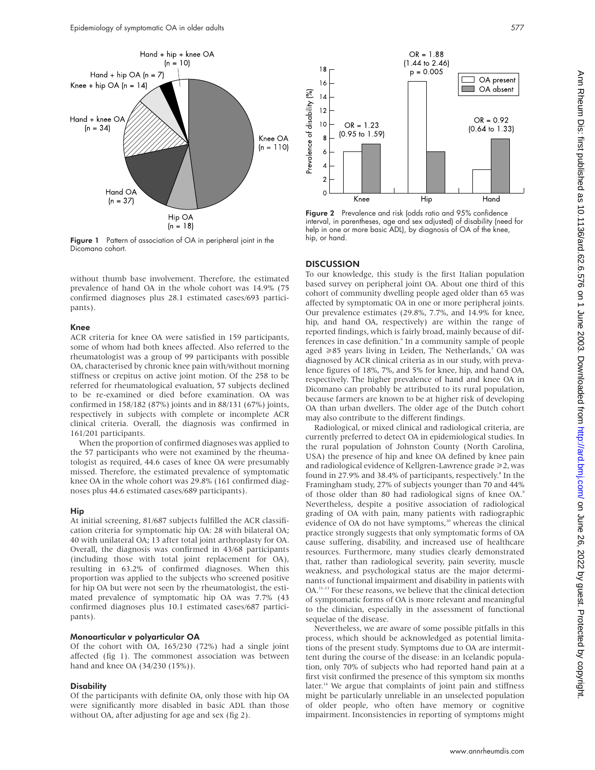Figure 1 Pattern of association of OA in peripheral joint in the Dicomano cohort.

without thumb base involvement. Therefore, the estimated prevalence of hand OA in the whole cohort was 14.9% (75 confirmed diagnoses plus 28.1 estimated cases/693 participants).

#### Knee

ACR criteria for knee OA were satisfied in 159 participants, some of whom had both knees affected. Also referred to the rheumatologist was a group of 99 participants with possible OA, characterised by chronic knee pain with/without morning stiffness or crepitus on active joint motion. Of the 258 to be referred for rheumatological evaluation, 57 subjects declined to be re-examined or died before examination. OA was confirmed in 158/182 (87%) joints and in 88/131 (67%) joints, respectively in subjects with complete or incomplete ACR clinical criteria. Overall, the diagnosis was confirmed in 161/201 participants.

When the proportion of confirmed diagnoses was applied to the 57 participants who were not examined by the rheumatologist as required, 44.6 cases of knee OA were presumably missed. Therefore, the estimated prevalence of symptomatic knee OA in the whole cohort was 29.8% (161 confirmed diagnoses plus 44.6 estimated cases/689 participants).

#### Hip

At initial screening, 81/687 subjects fulfilled the ACR classification criteria for symptomatic hip OA: 28 with bilateral OA; 40 with unilateral OA; 13 after total joint arthroplasty for OA. Overall, the diagnosis was confirmed in 43/68 participants (including those with total joint replacement for OA), resulting in 63.2% of confirmed diagnoses. When this proportion was applied to the subjects who screened positive for hip OA but were not seen by the rheumatologist, the estimated prevalence of symptomatic hip OA was 7.7% (43 confirmed diagnoses plus 10.1 estimated cases/687 participants).

#### Monoarticular v polyarticular OA

Of the cohort with OA, 165/230 (72%) had a single joint affected (fig 1). The commonest association was between hand and knee OA (34/230 (15%)).

#### Disability

Of the participants with definite OA, only those with hip OA were significantly more disabled in basic ADL than those without OA, after adjusting for age and sex (fig 2).

Figure 2 Prevalence and risk (odds ratio and 95% confidence interval, in parentheses, age and sex adjusted) of disability (need for help in one or more basic ADL), by diagnosis of OA of the knee, hip, or hand.

## DISCUSSION

To our knowledge, this study is the first Italian population based survey on peripheral joint OA. About one third of this cohort of community dwelling people aged older than 65 was affected by symptomatic OA in one or more peripheral joints. Our prevalence estimates (29.8%, 7.7%, and 14.9% for knee, hip, and hand OA, respectively) are within the range of reported findings, which is fairly broad, mainly because of differences in case definition.[6] In a community sample of people aged ≥85 years living in Leiden, The Netherlands,[7] OA was diagnosed by ACR clinical criteria as in our study, with prevalence figures of 18%, 7%, and 5% for knee, hip, and hand OA, respectively. The higher prevalence of hand and knee OA in Dicomano can probably be attributed to its rural population, because farmers are known to be at higher risk of developing OA than urban dwellers. The older age of the Dutch cohort may also contribute to the different findings.

Radiological, or mixed clinical and radiological criteria, are currently preferred to detect OA in epidemiological studies. In the rural population of Johnston County (North Carolina, USA) the presence of hip and knee OA defined by knee pain and radiological evidence of Kellgren-Lawrence grade ≥2, was found in 27.9% and 38.4% of participants, respectively.[8] In the Framingham study, 27% of subjects younger than 70 and 44% of those older than 80 had radiological signs of knee OA.[9] Nevertheless, despite a positive association of radiological grading of OA with pain, many patients with radiographic evidence of OA do not have symptoms,[10] whereas the clinical practice strongly suggests that only symptomatic forms of OA cause suffering, disability, and increased use of healthcare resources. Furthermore, many studies clearly demonstrated that, rather than radiological severity, pain severity, muscle weakness, and psychological status are the major determinants of functional impairment and disability in patients with OA.[11–13] For these reasons, we believe that the clinical detection of symptomatic forms of OA is more relevant and meaningful to the clinician, especially in the assessment of functional sequelae of the disease.

Nevertheless, we are aware of some possible pitfalls in this process, which should be acknowledged as potential limitations of the present study. Symptoms due to OA are intermittent during the course of the disease: in an Icelandic population, only 70% of subjects who had reported hand pain at a first visit confirmed the presence of this symptom six months later.[14] We argue that complaints of joint pain and stiffness might be particularly unreliable in an unselected population of older people, who often have memory or cognitive impairment. Inconsistencies in reporting of symptoms might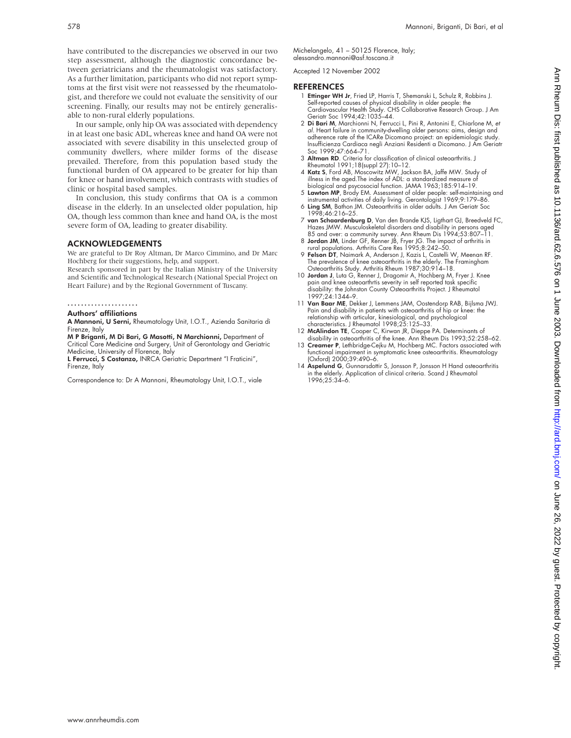have contributed to the discrepancies we observed in our two step assessment, although the diagnostic concordance between geriatricians and the rheumatologist was satisfactory. As a further limitation, participants who did not report symptoms at the first visit were not reassessed by the rheumatologist, and therefore we could not evaluate the sensitivity of our screening. Finally, our results may not be entirely generalisable to non-rural elderly populations.

In our sample, only hip OA was associated with dependency in at least one basic ADL, whereas knee and hand OA were not associated with severe disability in this unselected group of community dwellers, where milder forms of the disease prevailed. Therefore, from this population based study the functional burden of OA appeared to be greater for hip than for knee or hand involvement, which contrasts with studies of clinic or hospital based samples.

In conclusion, this study confirms that OA is a common disease in the elderly. In an unselected older population, hip OA, though less common than knee and hand OA, is the most severe form of OA, leading to greater disability.

## ACKNOWLEDGEMENTS

We are grateful to Dr Roy Altman, Dr Marco Cimmino, and Dr Marc Hochberg for their suggestions, help, and support.

Research sponsored in part by the Italian Ministry of the University and Scientific and Technological Research (National Special Project on Heart Failure) and by the Regional Government of Tuscany.

### Authors' affiliations

**A Mannoni, U Serni,** Rheumatology Unit, I.O.T., Azienda Sanitaria di Firenze, Italy

**M P Briganti, M Di Bari, G Masotti, N Marchionni,** Department of Critical Care Medicine and Surgery, Unit of Gerontology and Geriatric Medicine, University of Florence, Italy

**L Ferrucci, S Costanzo,** INRCA Geriatric Department "I Fraticini", Firenze, Italy

Correspondence to: Dr A Mannoni, Rheumatology Unit, I.O.T., viale Michelangelo, 41 – 50125 Florence, Italy; alessandro.mannoni@asf.toscana.it

Accepted 12 November 2002

## REFERENCES

1. **Ettinger WH Jr**, Fried LP, Harris T, Shemanski L, Schulz R, Robbins J. Self-reported causes of physical disability in older people: the Cardiovascular Health Study. CHS Collaborative Research Group. J Am Geriatr Soc 1994;42:1035–44.
2. **Di Bari M**, Marchionni N, Ferrucci L, Pini R, Antonini E, Chiarlone M, *et al*. Heart failure in community-dwelling older persons: aims, design and adherence rate of the ICARe Dicomano project: an epidemiologic study. Insufficienza Cardiaca negli Anziani Residenti a Dicomano. J Am Geriatr Soc 1999;47:664–71.
3. **Altman RD**. Criteria for classification of clinical osteoarthritis. J Rheumatol 1991;18(suppl 27):10–12.
4. **Katz S**, Ford AB, Moskowitz MW, Jackson BA, Jaffe MW. Study of illness in the aged.The index of ADL: a standardized measure of biological and psycosocial function. JAMA 1963;185:914–19.
5. **Lawton MP**, Brody EM. Assessment of older people: self-maintaining and instrumental activities of daily living. Gerontologist 1969;9:179–86.
6. **Ling SM**, Bathon JM. Osteoarthritis in older adults. J Am Geriatr Soc 1998;46:216–25.
7. **van Schaardenburg D**, Van den Brande KJS, Ligthart GJ, Breedveld FC, Hazes JMW. Musculoskeletal disorders and disability in persons aged 85 and over: a community survey. Ann Rheum Dis 1994;53:807–11.
8. **Jordan JM**, Linder GF, Renner JB, Fryer JG. The impact of arthritis in rural populations. Arthritis Care Res 1995;8:242–50.
9. **Felson DT**, Naimark A, Anderson J, Kazis L, Castelli W, Meenan RF. The prevalence of knee osteoarthritis in the elderly. The Framingham Osteoarthritis Study. Arthritis Rheum 1987;30:914–18.
10. **Jordan J**, Luta G, Renner J, Dragomir A, Hochberg M, Fryer J. Knee pain and knee osteoarthrtis severity in self reported task specific disability: the Johnston County Osteoarthritis Project. J Rheumatol 1997;24:1344–9.
11. **Van Baar ME**, Dekker J, Lemmens JAM, Oostendorp RAB, Bijlsma JWJ. Pain and disability in patients with osteoarthritis of hip or knee: the relationship with articular, kinesiological, and psychological characteristics. J Rheumatol 1998;25:125–33.
12. **McAlindon TE**, Cooper C, Kirwan JR, Dieppe PA. Determinants of disability in osteoarthritis of the knee. Ann Rheum Dis 1993;52:258–62.
13. **Creamer P**, Lethbridge-Cejku M, Hochberg MC. Factors associated with functional impairment in symptomatic knee osteoarthritis. Rheumatology (Oxford) 2000;39:490–6.
14. **Aspelund G**, Gunnarsdottir S, Jonsson P, Jonsson H Hand osteoarthritis in the elderly. Application of clinical criteria. Scand J Rheumatol 1996;25:34–6.